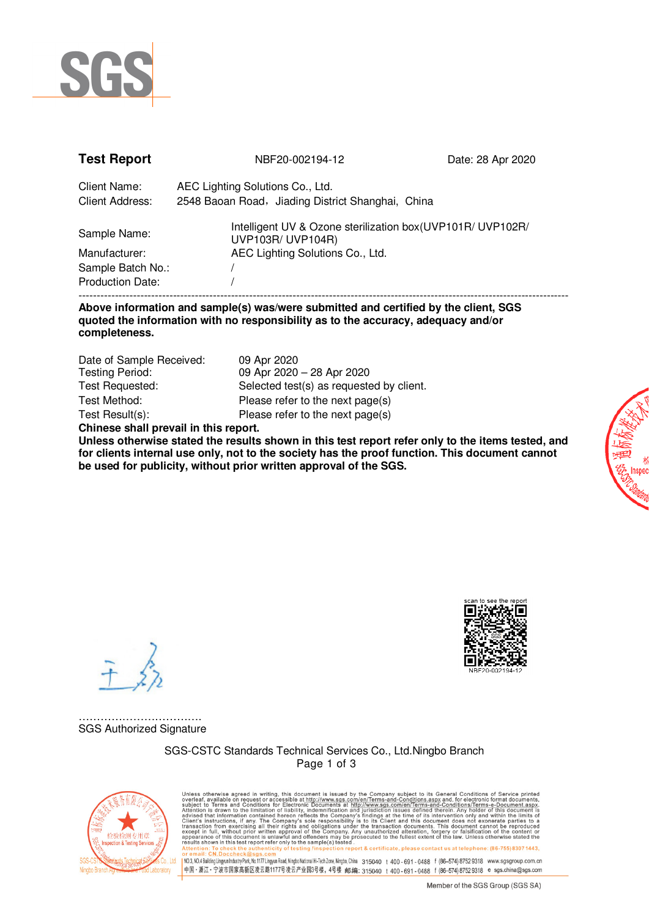SGS

**Test Report** NBF20-002194-12 Date: 28 Apr 2020

Client Name: AEC Lighting Solutions Co., Ltd.
Client Address: 2548 Baoan Road，Jiading District Shanghai, China

Sample Name: Intelligent UV & Ozone sterilization box(UVP101R/ UVP102R/ UVP103R/ UVP104R)
Manufacturer: AEC Lighting Solutions Co., Ltd.
Sample Batch No.: /
Production Date: /

---

**Above information and sample(s) was/were submitted and certified by the client, SGS quoted the information with no responsibility as to the accuracy, adequacy and/or completeness.**

Date of Sample Received: 09 Apr 2020
Testing Period: 09 Apr 2020 – 28 Apr 2020
Test Requested: Selected test(s) as requested by client.
Test Method: Please refer to the next page(s)
Test Result(s): Please refer to the next page(s)

**Chinese shall prevail in this report.**
**Unless otherwise stated the results shown in this test report refer only to the items tested, and for clients internal use only, not to the society has the proof function. This document cannot be used for publicity, without prior written approval of the SGS.**

scan to see the report
NBF20-002194-12

………………………………
SGS Authorized Signature

SGS-CSTC Standards Technical Services Co., Ltd.Ningbo Branch

Unless otherwise agreed in writing, this document is issued by the Company subject to its General Conditions of Service printed overleaf, available on request or accessible at http://www.sgs.com/en/Terms-and-Conditions.aspx and, for electronic format documents, subject to Terms and Conditions for Electronic Documents at http://www.sgs.com/en/Terms-and-Conditions/Terms-e-Document.aspx. Attention is drawn to the limitation of liability, indemnification and jurisdiction issues defined therein. Any holder of this document is advised that information contained hereon reflects the Company's findings at the time of its intervention only and within the limits of Client's instructions, if any. The Company's sole responsibility is to its Client and this document does not exonerate parties to a transaction from exercising all their rights and obligations under the transaction documents. This document cannot be reproduced except in full, without prior written approval of the Company. Any unauthorized alteration, forgery or falsification of the content or appearance of this document is unlawful and offenders may be prosecuted to the fullest extent of the law. Unless otherwise stated the results shown in this test report refer only to the sample(s) tested.
Attention: To check the authenticity of testing /inspection report & certificate, please contact us at telephone: (86-755) 8307 1443, or email: CN.Doccheck@sgs.com

NO.3, NO.4 Building Lingyun Industry Park, No.1177 Lingyun Road, Ningbo National Hi-Tech Zone, Ningbo, China 315040 t 400-691-0488 f (86-574) 8752 9318 www.sgsgroup.com.cn
中国・浙江・宁波市国家高新区凌云路1177号凌云产业园3号楼，4号楼 邮编: 315040 t 400-691-0488 f (86-574) 8752 9318 e sgs.china@sgs.com

Member of the SGS Group (SGS SA)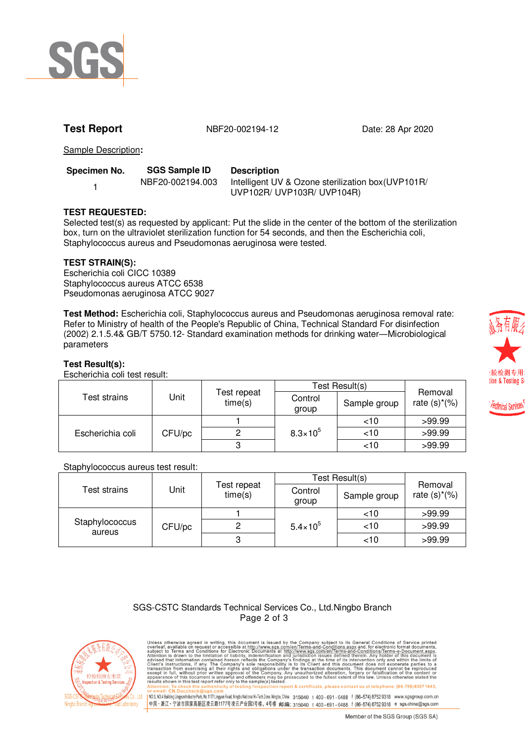**Test Report** NBF20-002194-12 Date: 28 Apr 2020

Sample Description:

| Specimen No. | SGS Sample ID | Description |
| --- | --- | --- |
| 1 | NBF20-002194.003 | Intelligent UV & Ozone sterilization box(UVP101R/ UVP102R/ UVP103R/ UVP104R) |

**TEST REQUESTED:**

Selected test(s) as requested by applicant: Put the slide in the center of the bottom of the sterilization box, turn on the ultraviolet sterilization function for 54 seconds, and then the Escherichia coli, Staphylococcus aureus and Pseudomonas aeruginosa were tested.

**TEST STRAIN(S):**

Escherichia coli CICC 10389
Staphylococcus aureus ATCC 6538
Pseudomonas aeruginosa ATCC 9027

**Test Method:** Escherichia coli, Staphylococcus aureus and Pseudomonas aeruginosa removal rate: Refer to Ministry of health of the People's Republic of China, Technical Standard For disinfection (2002) 2.1.5.4& GB/T 5750.12- Standard examination methods for drinking water—Microbiological parameters

**Test Result(s):**

Escherichia coli test result:

| Test strains | Unit | Test repeat time(s) | Test Result(s) | | Removal rate (s)*(%) |
| --- | --- | --- | --- | --- | --- |
| | | | Control group | Sample group | |
| Escherichia coli | CFU/pc | 1 | $8.3\times10^5$ | <10 | >99.99 |
| | | 2 | | <10 | >99.99 |
| | | 3 | | <10 | >99.99 |

Staphylococcus aureus test result:

| Test strains | Unit | Test repeat time(s) | Test Result(s) | | Removal rate (s)*(%) |
| --- | --- | --- | --- | --- | --- |
| | | | Control group | Sample group | |
| Staphylococcus aureus | CFU/pc | 1 | $5.4\times10^5$ | <10 | >99.99 |
| | | 2 | | <10 | >99.99 |
| | | 3 | | <10 | >99.99 |

SGS-CSTC Standards Technical Services Co., Ltd.Ningbo Branch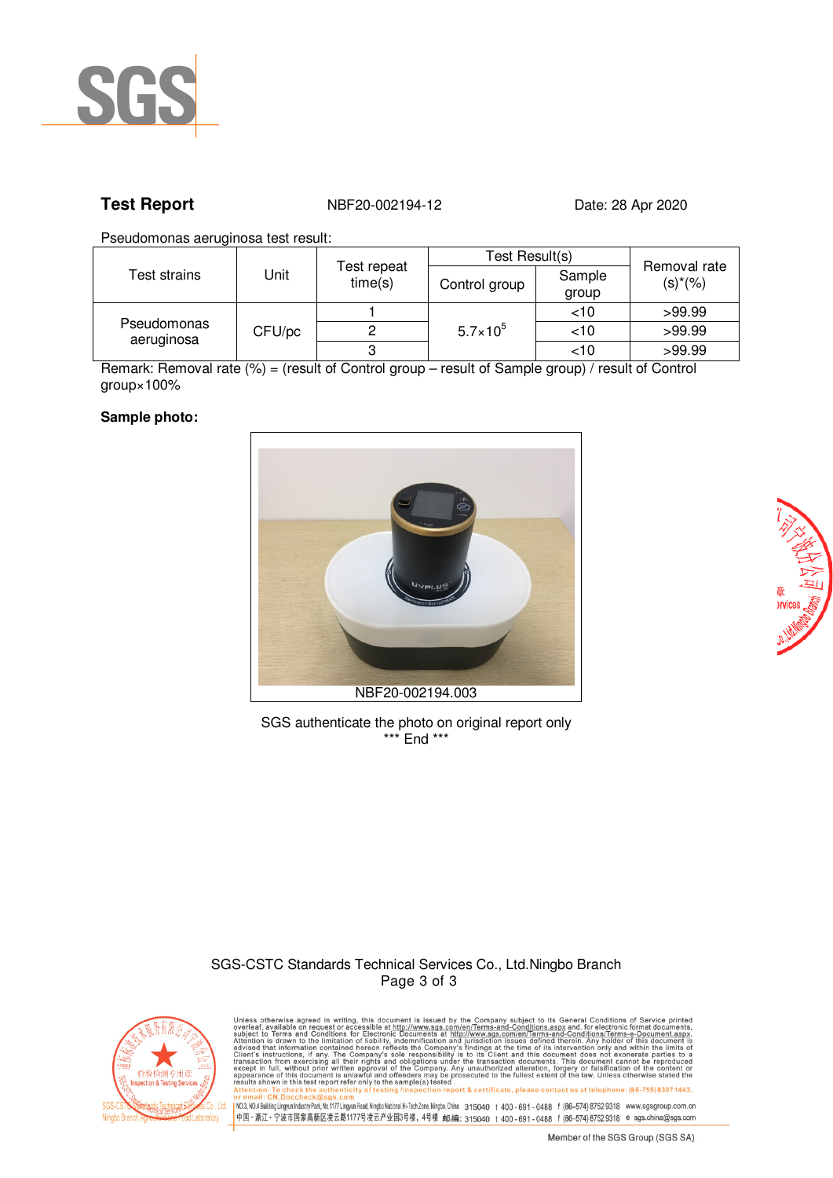**Test Report** NBF20-002194-12 Date: 28 Apr 2020

Pseudomonas aeruginosa test result:

| Test strains | Unit | Test repeat time(s) | Test Result(s) | | Removal rate (s)*(%) |
|---|---|---|---|---|---|
| | | | Control group | Sample group | |
| Pseudomonas aeruginosa | CFU/pc | 1 | $5.7 \times 10^5$ | <10 | >99.99 |
| | | 2 | | <10 | >99.99 |
| | | 3 | | <10 | >99.99 |

Remark: Removal rate (%) = (result of Control group – result of Sample group) / result of Control group×100%

**Sample photo:**

NBF20-002194.003

SGS authenticate the photo on original report only

\*\*\* End \*\*\*

SGS-CSTC Standards Technical Services Co., Ltd.Ningbo Branch

Unless otherwise agreed in writing, this document is issued by the Company subject to its General Conditions of Service printed overleaf, available on request or accessible at http://www.sgs.com/en/Terms-and-Conditions.aspx and, for electronic format documents, subject to Terms and Conditions for Electronic Documents at http://www.sgs.com/en/Terms-and-Conditions/Terms-e-Document.aspx. Attention is drawn to the limitation of liability, indemnification and jurisdiction issues defined therein. Any holder of this document is advised that information contained hereon reflects the Company's findings at the time of its intervention only and within the limits of Client's instructions, if any. The Company's sole responsibility is to its Client and this document does not exonerate parties to a transaction from exercising all their rights and obligations under the transaction documents. This document cannot be reproduced except in full, without prior written approval of the Company. Any unauthorized alteration, forgery or falsification of the content or appearance of this document is unlawful and offenders may be prosecuted to the fullest extent of the law. Unless otherwise stated the results shown in this test report refer only to the sample(s) tested.
Attention: To check the authenticity of testing /inspection report & certificate, please contact us at telephone: (86-755) 8307 1443, or email: CN.Doccheck@sgs.com

NO.3, NO.4 Building Lingyun Industry Park, No.1177 Lingyun Road, Ningbo National Hi-Tech Zone, Ningbo, China 315040 t 400-691-0488 f (86-574) 8752 9318 www.sgsgroup.com.cn
中国・浙江・宁波市国家高新区凌云路1177号凌云产业园3号楼，4号楼 邮编: 315040 t 400-691-0488 f (86-574) 8752 9318 e sgs.china@sgs.com

Member of the SGS Group (SGS SA)